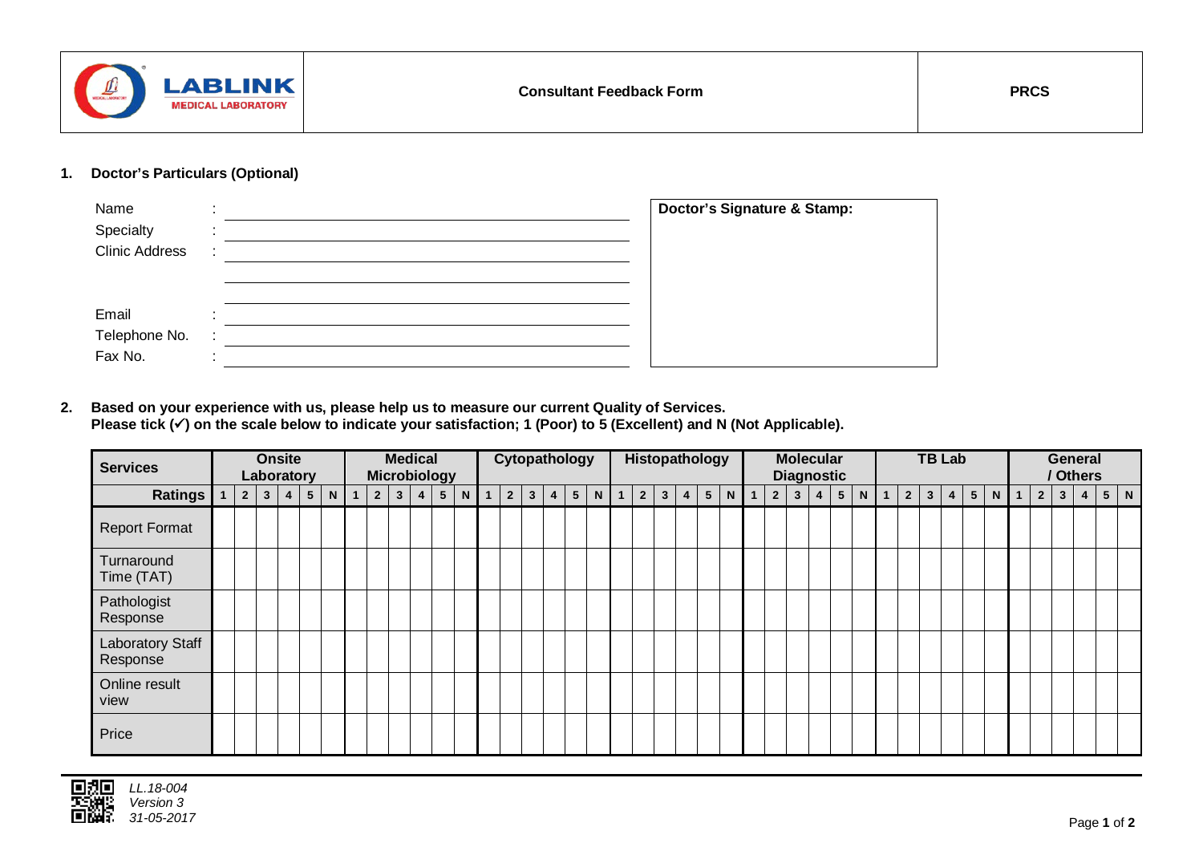| LABLINK MEDICAL LABORATORY | Consultant Feedback Form | PRCS |
|---|---|---|

**1. Doctor's Particulars (Optional)**

Name : ____________________

Specialty : ____________________

Clinic Address : ____________________

____________________

____________________

Email : ____________________

Telephone No. : ____________________

Fax No. : ____________________

**Doctor's Signature & Stamp:**

**2. Based on your experience with us, please help us to measure our current Quality of Services.**
**Please tick (✓) on the scale below to indicate your satisfaction; 1 (Poor) to 5 (Excellent) and N (Not Applicable).**

| Services | Onsite Laboratory | | | | | | Medical Microbiology | | | | | | Cytopathology | | | | | | Histopathology | | | | | | Molecular Diagnostic | | | | | | TB Lab | | | | | | General / Others | | | | | |
|---|---|---|---|---|---|---|---|---|---|---|---|---|---|---|---|---|---|---|---|---|---|---|---|---|---|---|---|---|---|---|---|---|---|---|---|---|---|---|---|---|---|---|
| **Ratings** | 1 | 2 | 3 | 4 | 5 | N | 1 | 2 | 3 | 4 | 5 | N | 1 | 2 | 3 | 4 | 5 | N | 1 | 2 | 3 | 4 | 5 | N | 1 | 2 | 3 | 4 | 5 | N | 1 | 2 | 3 | 4 | 5 | N | 1 | 2 | 3 | 4 | 5 | N |
| Report Format | | | | | | | | | | | | | | | | | | | | | | | | | | | | | | | | | | | | | | | | | | |
| Turnaround Time (TAT) | | | | | | | | | | | | | | | | | | | | | | | | | | | | | | | | | | | | | | | | | | |
| Pathologist Response | | | | | | | | | | | | | | | | | | | | | | | | | | | | | | | | | | | | | | | | | | |
| Laboratory Staff Response | | | | | | | | | | | | | | | | | | | | | | | | | | | | | | | | | | | | | | | | | | |
| Online result view | | | | | | | | | | | | | | | | | | | | | | | | | | | | | | | | | | | | | | | | | | |
| Price | | | | | | | | | | | | | | | | | | | | | | | | | | | | | | | | | | | | | | | | | | |

*LL.18-004*
*Version 3*
*31-05-2017*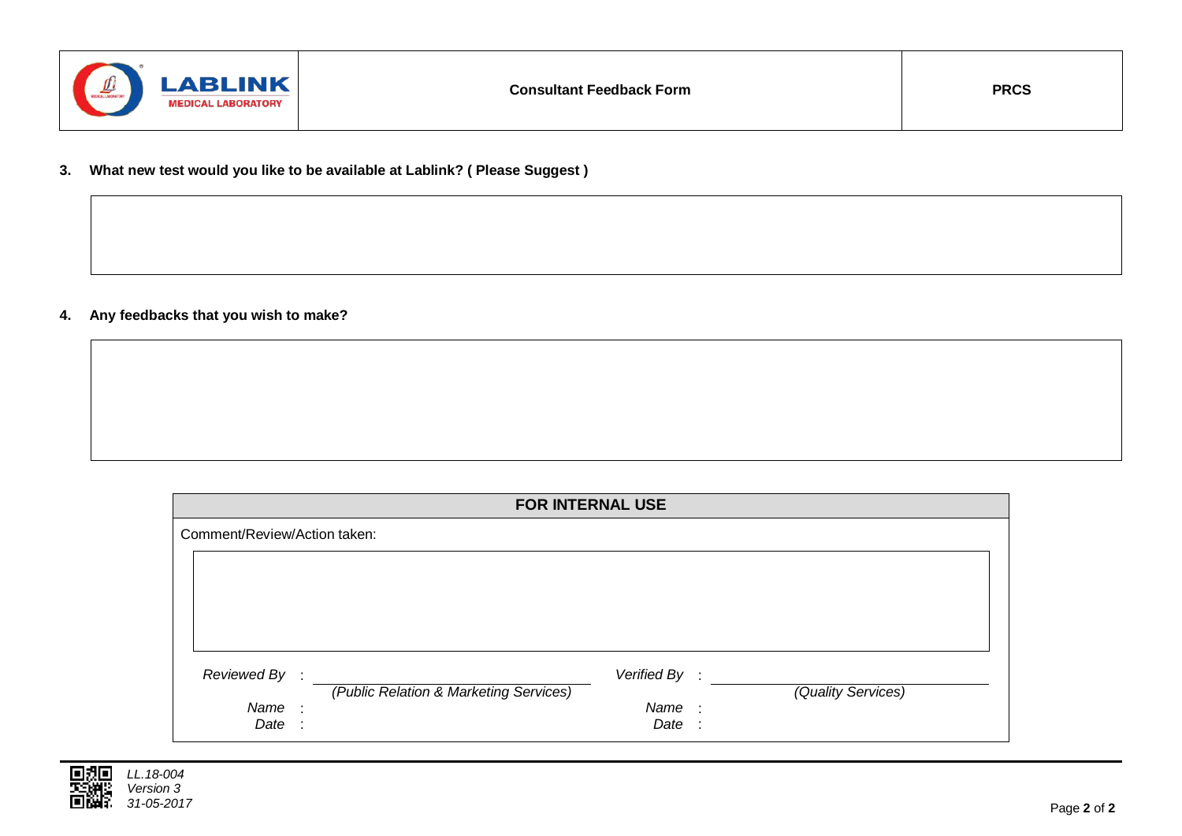**3. What new test would you like to be available at Lablink? ( Please Suggest )**

**4. Any feedbacks that you wish to make?**

| **FOR INTERNAL USE** | | |
|---|---|---|
| Comment/Review/Action taken: | | |

| | | | |
|---|---|---|---|
| *Reviewed By* : | *(Public Relation & Marketing Services)* | *Verified By* : | *(Quality Services)* |
| *Name* : | | *Name* : | |
| *Date* : | | *Date* : | |

*LL.18-004*
*Version 3*
*31-05-2017*